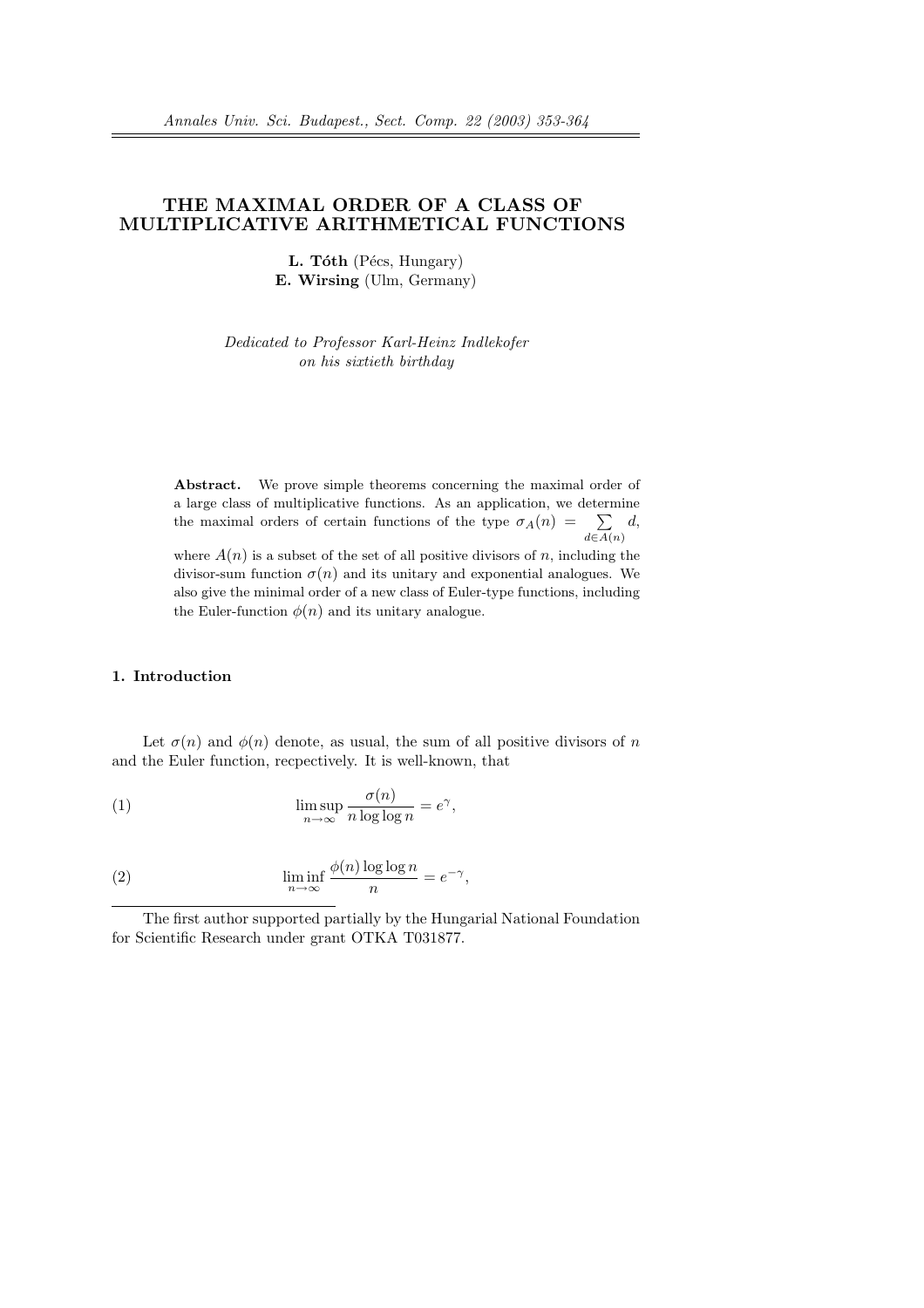# THE MAXIMAL ORDER OF A CLASS OF MULTIPLICATIVE ARITHMETICAL FUNCTIONS

**L. Tóth** (Pécs, Hungary)
**E. Wirsing** (Ulm, Germany)

*Dedicated to Professor Karl-Heinz Indlekofer on his sixtieth birthday*

**Abstract.** We prove simple theorems concerning the maximal order of a large class of multiplicative functions. As an application, we determine the maximal orders of certain functions of the type $\sigma_A(n) = \sum_{d \in A(n)} d$, where $A(n)$ is a subset of the set of all positive divisors of $n$, including the divisor-sum function $\sigma(n)$ and its unitary and exponential analogues. We also give the minimal order of a new class of Euler-type functions, including the Euler-function $\phi(n)$ and its unitary analogue.

## 1. Introduction

Let $\sigma(n)$ and $\phi(n)$ denote, as usual, the sum of all positive divisors of $n$ and the Euler function, recpectively. It is well-known, that

$$\limsup_{n\to\infty} \frac{\sigma(n)}{n \log\log n} = e^{\gamma}, \tag{1}$$

$$\liminf_{n\to\infty} \frac{\phi(n) \log\log n}{n} = e^{-\gamma}, \tag{2}$$

The first author supported partially by the Hungarial National Foundation for Scientific Research under grant OTKA T031877.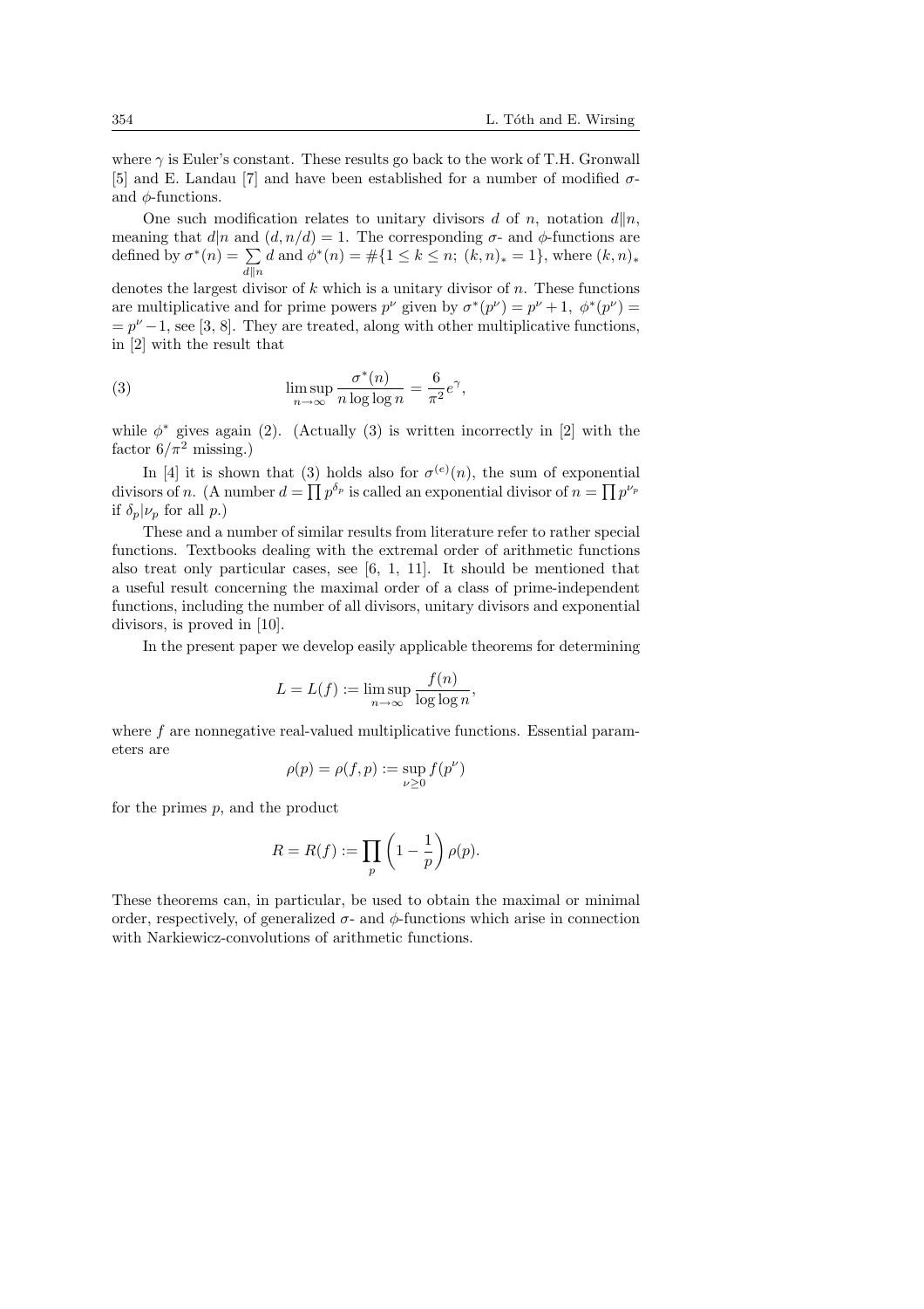where $\gamma$ is Euler's constant. These results go back to the work of T.H. Gronwall [5] and E. Landau [7] and have been established for a number of modified $\sigma$- and $\phi$-functions.

One such modification relates to unitary divisors $d$ of $n$, notation $d\|n$, meaning that $d|n$ and $(d, n/d) = 1$. The corresponding $\sigma$- and $\phi$-functions are defined by $\sigma^*(n) = \sum_{d\|n} d$ and $\phi^*(n) = \#\{1 \leq k \leq n;\ (k,n)_* = 1\}$, where $(k,n)_*$ denotes the largest divisor of $k$ which is a unitary divisor of $n$. These functions are multiplicative and for prime powers $p^\nu$ given by $\sigma^*(p^\nu) = p^\nu + 1,\ \phi^*(p^\nu) = p^\nu - 1$, see [3, 8]. They are treated, along with other multiplicative functions, in [2] with the result that

$$\limsup_{n\to\infty} \frac{\sigma^*(n)}{n \log\log n} = \frac{6}{\pi^2} e^\gamma, \tag{3}$$

while $\phi^*$ gives again (2). (Actually (3) is written incorrectly in [2] with the factor $6/\pi^2$ missing.)

In [4] it is shown that (3) holds also for $\sigma^{(e)}(n)$, the sum of exponential divisors of $n$. (A number $d = \prod p^{\delta_p}$ is called an exponential divisor of $n = \prod p^{\nu_p}$ if $\delta_p | \nu_p$ for all $p$.)

These and a number of similar results from literature refer to rather special functions. Textbooks dealing with the extremal order of arithmetic functions also treat only particular cases, see [6, 1, 11]. It should be mentioned that a useful result concerning the maximal order of a class of prime-independent functions, including the number of all divisors, unitary divisors and exponential divisors, is proved in [10].

In the present paper we develop easily applicable theorems for determining

$$L = L(f) := \limsup_{n\to\infty} \frac{f(n)}{\log\log n},$$

where $f$ are nonnegative real-valued multiplicative functions. Essential parameters are

$$\rho(p) = \rho(f,p) := \sup_{\nu\geq 0} f(p^\nu)$$

for the primes $p$, and the product

$$R = R(f) := \prod_p \left(1 - \frac{1}{p}\right)\rho(p).$$

These theorems can, in particular, be used to obtain the maximal or minimal order, respectively, of generalized $\sigma$- and $\phi$-functions which arise in connection with Narkiewicz-convolutions of arithmetic functions.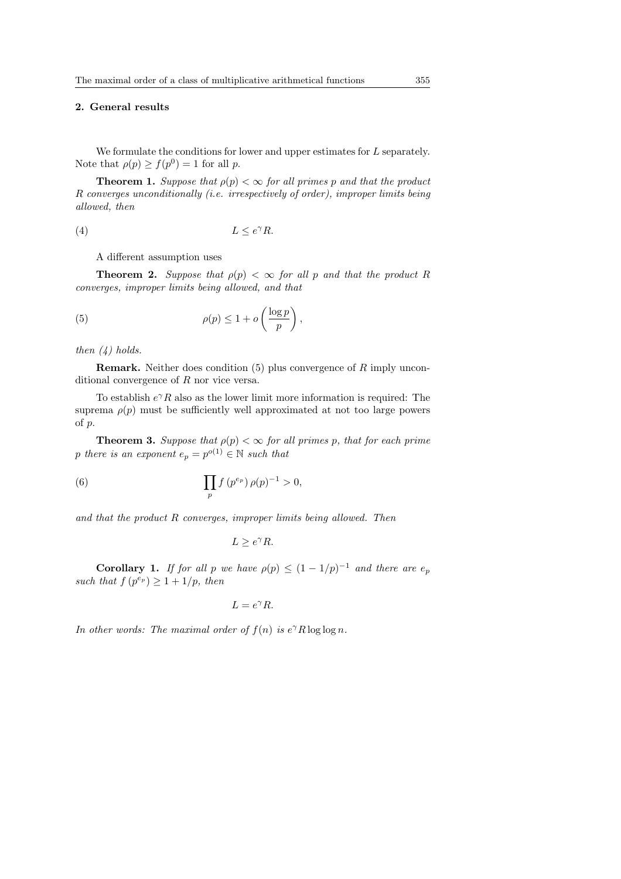## 2. General results

We formulate the conditions for lower and upper estimates for $L$ separately. Note that $\rho(p) \geq f(p^0) = 1$ for all $p$.

**Theorem 1.** *Suppose that $\rho(p) < \infty$ for all primes $p$ and that the product $R$ converges unconditionally (i.e. irrespectively of order), improper limits being allowed, then*

$$L \leq e^{\gamma} R. \tag{4}$$

A different assumption uses

**Theorem 2.** *Suppose that $\rho(p) < \infty$ for all $p$ and that the product $R$ converges, improper limits being allowed, and that*

$$\rho(p) \leq 1 + o\left(\frac{\log p}{p}\right), \tag{5}$$

*then (4) holds.*

**Remark.** Neither does condition (5) plus convergence of $R$ imply unconditional convergence of $R$ nor vice versa.

To establish $e^{\gamma} R$ also as the lower limit more information is required: The suprema $\rho(p)$ must be sufficiently well approximated at not too large powers of $p$.

**Theorem 3.** *Suppose that $\rho(p) < \infty$ for all primes $p$, that for each prime $p$ there is an exponent $e_p = p^{o(1)} \in \mathbb{N}$ such that*

$$\prod_{p} f\left(p^{e_p}\right) \rho(p)^{-1} > 0, \tag{6}$$

*and that the product $R$ converges, improper limits being allowed. Then*

$$L \geq e^{\gamma} R.$$

**Corollary 1.** *If for all $p$ we have $\rho(p) \leq (1 - 1/p)^{-1}$ and there are $e_p$ such that $f\left(p^{e_p}\right) \geq 1 + 1/p$, then*

$$L = e^{\gamma} R.$$

*In other words: The maximal order of $f(n)$ is $e^{\gamma} R \log\log n$.*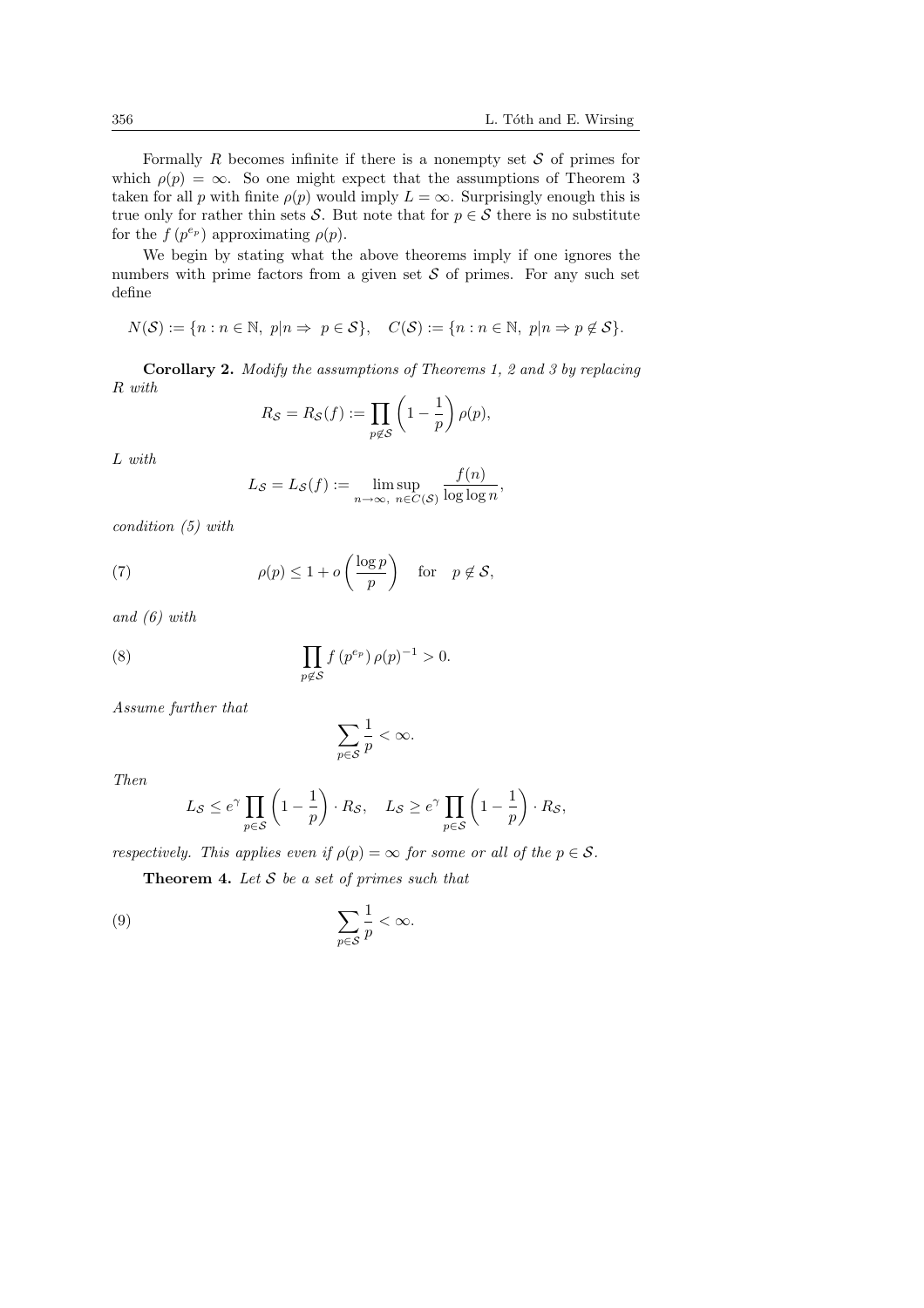Formally $R$ becomes infinite if there is a nonempty set $\mathcal{S}$ of primes for which $\rho(p) = \infty$. So one might expect that the assumptions of Theorem 3 taken for all $p$ with finite $\rho(p)$ would imply $L = \infty$. Surprisingly enough this is true only for rather thin sets $\mathcal{S}$. But note that for $p \in \mathcal{S}$ there is no substitute for the $f(p^{e_p})$ approximating $\rho(p)$.

We begin by stating what the above theorems imply if one ignores the numbers with prime factors from a given set $\mathcal{S}$ of primes. For any such set define

$$N(\mathcal{S}) := \{n : n \in \mathbb{N},\ p|n \Rightarrow\ p \in \mathcal{S}\}, \quad C(\mathcal{S}) := \{n : n \in \mathbb{N},\ p|n \Rightarrow p \notin \mathcal{S}\}.$$

**Corollary 2.** *Modify the assumptions of Theorems 1, 2 and 3 by replacing* $R$ *with*

$$R_{\mathcal{S}} = R_{\mathcal{S}}(f) := \prod_{p \notin \mathcal{S}} \left(1 - \frac{1}{p}\right) \rho(p),$$

$L$ *with*

$$L_{\mathcal{S}} = L_{\mathcal{S}}(f) := \limsup_{n\to\infty,\ n \in C(\mathcal{S})} \frac{f(n)}{\log\log n},$$

*condition (5) with*

$$\rho(p) \le 1 + o\left(\frac{\log p}{p}\right) \quad \text{for} \quad p \notin \mathcal{S}, \tag{7}$$

*and (6) with*

$$\prod_{p \notin \mathcal{S}} f(p^{e_p})\, \rho(p)^{-1} > 0. \tag{8}$$

*Assume further that*

$$\sum_{p \in \mathcal{S}} \frac{1}{p} < \infty.$$

*Then*

$$L_{\mathcal{S}} \le e^{\gamma} \prod_{p \in \mathcal{S}} \left(1 - \frac{1}{p}\right) \cdot R_{\mathcal{S}}, \quad L_{\mathcal{S}} \ge e^{\gamma} \prod_{p \in \mathcal{S}} \left(1 - \frac{1}{p}\right) \cdot R_{\mathcal{S}},$$

*respectively. This applies even if* $\rho(p) = \infty$ *for some or all of the* $p \in \mathcal{S}$.

**Theorem 4.** *Let* $\mathcal{S}$ *be a set of primes such that*

$$\sum_{p \in \mathcal{S}} \frac{1}{p} < \infty. \tag{9}$$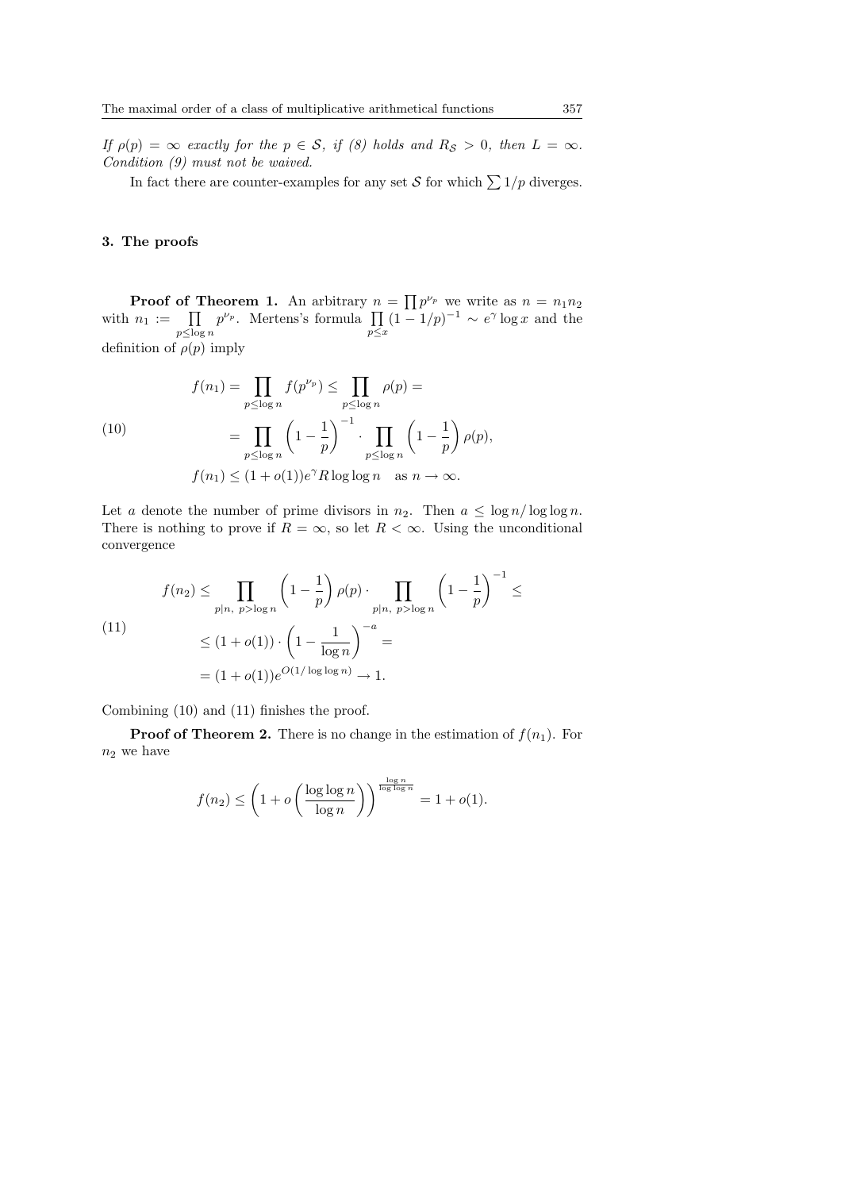*If $\rho(p) = \infty$ exactly for the $p \in \mathcal{S}$, if (8) holds and $R_{\mathcal{S}} > 0$, then $L = \infty$. Condition (9) must not be waived.*

In fact there are counter-examples for any set $\mathcal{S}$ for which $\sum 1/p$ diverges.

## 3. The proofs

**Proof of Theorem 1.** An arbitrary $n = \prod p^{\nu_p}$ we write as $n = n_1 n_2$ with $n_1 := \prod_{p \le \log n} p^{\nu_p}$. Mertens's formula $\prod_{p \le x} (1 - 1/p)^{-1} \sim e^{\gamma} \log x$ and the definition of $\rho(p)$ imply

$$
\begin{aligned}
f(n_1) &= \prod_{p \le \log n} f(p^{\nu_p}) \le \prod_{p \le \log n} \rho(p) = \\
&= \prod_{p \le \log n} \left(1 - \frac{1}{p}\right)^{-1} \cdot \prod_{p \le \log n} \left(1 - \frac{1}{p}\right) \rho(p), \\
f(n_1) &\le (1 + o(1)) e^{\gamma} R \log\log n \quad \text{as } n \to \infty.
\end{aligned}
\tag{10}
$$

Let $a$ denote the number of prime divisors in $n_2$. Then $a \le \log n / \log\log n$. There is nothing to prove if $R = \infty$, so let $R < \infty$. Using the unconditional convergence

$$
\begin{aligned}
f(n_2) &\le \prod_{p|n,\ p > \log n} \left(1 - \frac{1}{p}\right) \rho(p) \cdot \prod_{p|n,\ p > \log n} \left(1 - \frac{1}{p}\right)^{-1} \le \\
&\le (1 + o(1)) \cdot \left(1 - \frac{1}{\log n}\right)^{-a} = \\
&= (1 + o(1)) e^{O(1/\log\log n)} \to 1.
\end{aligned}
\tag{11}
$$

Combining (10) and (11) finishes the proof.

**Proof of Theorem 2.** There is no change in the estimation of $f(n_1)$. For $n_2$ we have

$$
f(n_2) \le \left(1 + o\left(\frac{\log\log n}{\log n}\right)\right)^{\frac{\log n}{\log\log n}} = 1 + o(1).
$$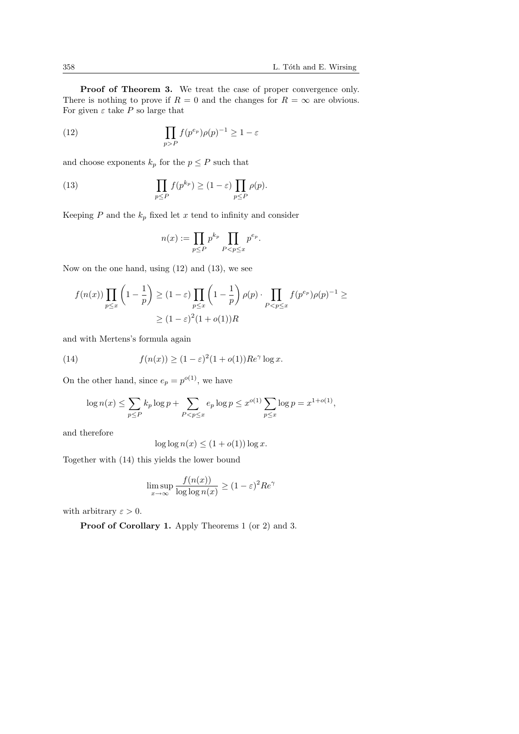**Proof of Theorem 3.** We treat the case of proper convergence only. There is nothing to prove if $R = 0$ and the changes for $R = \infty$ are obvious. For given $\varepsilon$ take $P$ so large that

$$\prod_{p>P} f(p^{e_p})\rho(p)^{-1} \geq 1 - \varepsilon \tag{12}$$

and choose exponents $k_p$ for the $p \leq P$ such that

$$\prod_{p \leq P} f(p^{k_p}) \geq (1 - \varepsilon) \prod_{p \leq P} \rho(p). \tag{13}$$

Keeping $P$ and the $k_p$ fixed let $x$ tend to infinity and consider

$$n(x) := \prod_{p \leq P} p^{k_p} \prod_{P < p \leq x} p^{e_p}.$$

Now on the one hand, using (12) and (13), we see

$$f(n(x)) \prod_{p \leq x} \left(1 - \frac{1}{p}\right) \geq (1 - \varepsilon) \prod_{p \leq x} \left(1 - \frac{1}{p}\right) \rho(p) \cdot \prod_{P < p \leq x} f(p^{e_p})\rho(p)^{-1} \geq$$
$$\geq (1 - \varepsilon)^2 (1 + o(1)) R$$

and with Mertens's formula again

$$f(n(x)) \geq (1 - \varepsilon)^2 (1 + o(1)) R e^{\gamma} \log x. \tag{14}$$

On the other hand, since $e_p = p^{o(1)}$, we have

$$\log n(x) \leq \sum_{p \leq P} k_p \log p + \sum_{P < p \leq x} e_p \log p \leq x^{o(1)} \sum_{p \leq x} \log p = x^{1+o(1)},$$

and therefore

$$\log \log n(x) \leq (1 + o(1)) \log x.$$

Together with (14) this yields the lower bound

$$\limsup_{x \to \infty} \frac{f(n(x))}{\log \log n(x)} \geq (1 - \varepsilon)^2 R e^{\gamma}$$

with arbitrary $\varepsilon > 0$.

**Proof of Corollary 1.** Apply Theorems 1 (or 2) and 3.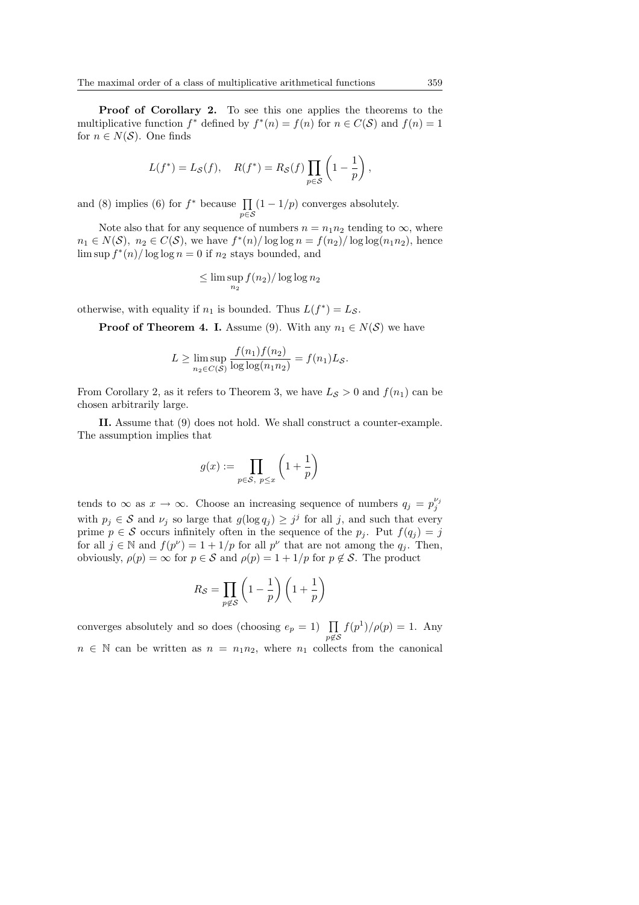**Proof of Corollary 2.** To see this one applies the theorems to the multiplicative function $f^*$ defined by $f^*(n) = f(n)$ for $n \in C(\mathcal{S})$ and $f(n) = 1$ for $n \in N(\mathcal{S})$. One finds

$$L(f^*) = L_{\mathcal{S}}(f), \quad R(f^*) = R_{\mathcal{S}}(f) \prod_{p \in \mathcal{S}} \left(1 - \frac{1}{p}\right),$$

and (8) implies (6) for $f^*$ because $\prod_{p \in \mathcal{S}} (1 - 1/p)$ converges absolutely.

Note also that for any sequence of numbers $n = n_1 n_2$ tending to $\infty$, where $n_1 \in N(\mathcal{S})$, $n_2 \in C(\mathcal{S})$, we have $f^*(n)/\log\log n = f(n_2)/\log\log(n_1 n_2)$, hence $\limsup f^*(n)/\log\log n = 0$ if $n_2$ stays bounded, and

$$\leq \limsup_{n_2} f(n_2)/\log\log n_2$$

otherwise, with equality if $n_1$ is bounded. Thus $L(f^*) = L_{\mathcal{S}}$.

**Proof of Theorem 4. I.** Assume (9). With any $n_1 \in N(\mathcal{S})$ we have

$$L \geq \limsup_{n_2 \in C(\mathcal{S})} \frac{f(n_1) f(n_2)}{\log\log(n_1 n_2)} = f(n_1) L_{\mathcal{S}}.$$

From Corollary 2, as it refers to Theorem 3, we have $L_{\mathcal{S}} > 0$ and $f(n_1)$ can be chosen arbitrarily large.

**II.** Assume that (9) does not hold. We shall construct a counter-example. The assumption implies that

$$g(x) := \prod_{p \in \mathcal{S},\ p \leq x} \left(1 + \frac{1}{p}\right)$$

tends to $\infty$ as $x \to \infty$. Choose an increasing sequence of numbers $q_j = p_j^{\nu_j}$ with $p_j \in \mathcal{S}$ and $\nu_j$ so large that $g(\log q_j) \geq j^j$ for all $j$, and such that every prime $p \in \mathcal{S}$ occurs infinitely often in the sequence of the $p_j$. Put $f(q_j) = j$ for all $j \in \mathbb{N}$ and $f(p^\nu) = 1 + 1/p$ for all $p^\nu$ that are not among the $q_j$. Then, obviously, $\rho(p) = \infty$ for $p \in \mathcal{S}$ and $\rho(p) = 1 + 1/p$ for $p \notin \mathcal{S}$. The product

$$R_{\mathcal{S}} = \prod_{p \notin \mathcal{S}} \left(1 - \frac{1}{p}\right)\left(1 + \frac{1}{p}\right)$$

converges absolutely and so does (choosing $e_p = 1$) $\prod_{p \notin \mathcal{S}} f(p^1)/\rho(p) = 1$. Any $n \in \mathbb{N}$ can be written as $n = n_1 n_2$, where $n_1$ collects from the canonical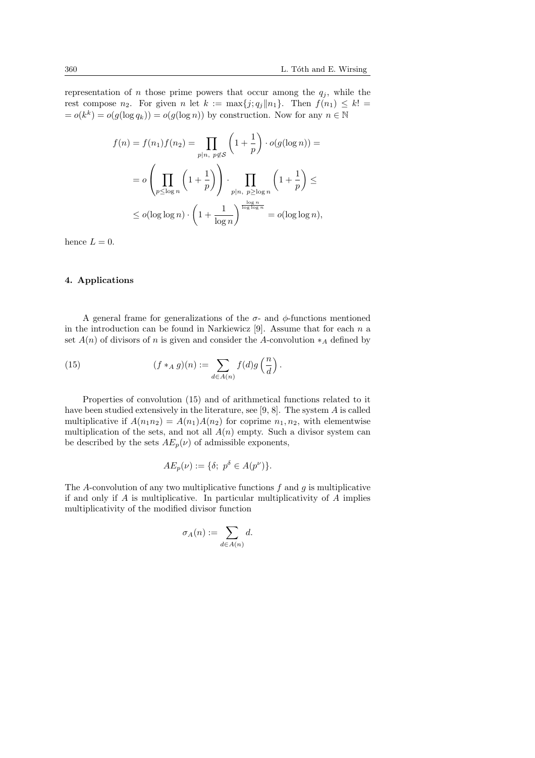representation of $n$ those prime powers that occur among the $q_j$, while the rest compose $n_2$. For given $n$ let $k := \max\{j; q_j \| n_1\}$. Then $f(n_1) \le k! = o(k^k) = o(g(\log q_k)) = o(g(\log n))$ by construction. Now for any $n \in \mathbb{N}$

$$
\begin{aligned}
f(n) = f(n_1)f(n_2) &= \prod_{p|n,\ p \notin \mathcal{S}} \left(1 + \frac{1}{p}\right) \cdot o(g(\log n)) = \\
&= o\left(\prod_{p \le \log n} \left(1 + \frac{1}{p}\right)\right) \cdot \prod_{p|n,\ p \ge \log n} \left(1 + \frac{1}{p}\right) \le \\
&\le o(\log\log n) \cdot \left(1 + \frac{1}{\log n}\right)^{\frac{\log n}{\log\log n}} = o(\log\log n),
\end{aligned}
$$

hence $L = 0$.

## 4. Applications

A general frame for generalizations of the $\sigma$- and $\phi$-functions mentioned in the introduction can be found in Narkiewicz [9]. Assume that for each $n$ a set $A(n)$ of divisors of $n$ is given and consider the $A$-convolution $*_A$ defined by

$$
(f *_A g)(n) := \sum_{d \in A(n)} f(d) g\left(\frac{n}{d}\right). \tag{15}
$$

Properties of convolution (15) and of arithmetical functions related to it have been studied extensively in the literature, see [9, 8]. The system $A$ is called multiplicative if $A(n_1 n_2) = A(n_1)A(n_2)$ for coprime $n_1, n_2$, with elementwise multiplication of the sets, and not all $A(n)$ empty. Such a divisor system can be described by the sets $AE_p(\nu)$ of admissible exponents,

$$
AE_p(\nu) := \{\delta;\ p^\delta \in A(p^\nu)\}.
$$

The $A$-convolution of any two multiplicative functions $f$ and $g$ is multiplicative if and only if $A$ is multiplicative. In particular multiplicativity of $A$ implies multiplicativity of the modified divisor function

$$
\sigma_A(n) := \sum_{d \in A(n)} d.
$$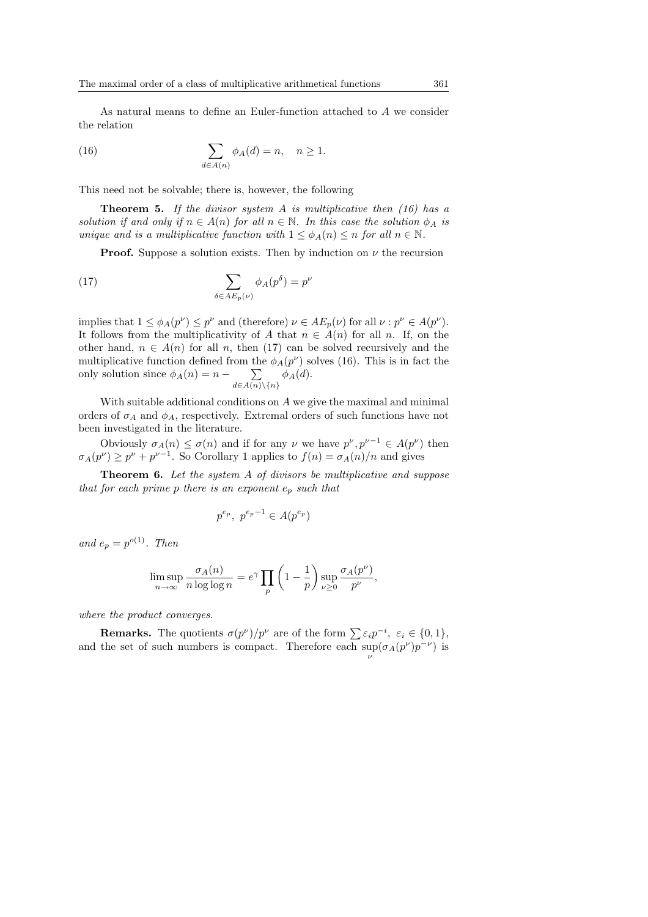As natural means to define an Euler-function attached to $A$ we consider the relation

$$\sum_{d \in A(n)} \phi_A(d) = n, \quad n \geq 1. \tag{16}$$

This need not be solvable; there is, however, the following

**Theorem 5.** *If the divisor system $A$ is multiplicative then (16) has a solution if and only if $n \in A(n)$ for all $n \in \mathbb{N}$. In this case the solution $\phi_A$ is unique and is a multiplicative function with $1 \leq \phi_A(n) \leq n$ for all $n \in \mathbb{N}$.*

**Proof.** Suppose a solution exists. Then by induction on $\nu$ the recursion

$$\sum_{\delta \in AE_p(\nu)} \phi_A(p^\delta) = p^\nu \tag{17}$$

implies that $1 \leq \phi_A(p^\nu) \leq p^\nu$ and (therefore) $\nu \in AE_p(\nu)$ for all $\nu : p^\nu \in A(p^\nu)$. It follows from the multiplicativity of $A$ that $n \in A(n)$ for all $n$. If, on the other hand, $n \in A(n)$ for all $n$, then (17) can be solved recursively and the multiplicative function defined from the $\phi_A(p^\nu)$ solves (16). This is in fact the only solution since $\phi_A(n) = n - \sum_{d \in A(n) \setminus \{n\}} \phi_A(d)$.

With suitable additional conditions on $A$ we give the maximal and minimal orders of $\sigma_A$ and $\phi_A$, respectively. Extremal orders of such functions have not been investigated in the literature.

Obviously $\sigma_A(n) \leq \sigma(n)$ and if for any $\nu$ we have $p^\nu, p^{\nu-1} \in A(p^\nu)$ then $\sigma_A(p^\nu) \geq p^\nu + p^{\nu-1}$. So Corollary 1 applies to $f(n) = \sigma_A(n)/n$ and gives

**Theorem 6.** *Let the system $A$ of divisors be multiplicative and suppose that for each prime $p$ there is an exponent $e_p$ such that*

$$p^{e_p}, \; p^{e_p - 1} \in A(p^{e_p})$$

*and $e_p = p^{o(1)}$. Then*

$$\limsup_{n \to \infty} \frac{\sigma_A(n)}{n \log \log n} = e^\gamma \prod_p \left(1 - \frac{1}{p}\right) \sup_{\nu \geq 0} \frac{\sigma_A(p^\nu)}{p^\nu},$$

*where the product converges.*

**Remarks.** The quotients $\sigma(p^\nu)/p^\nu$ are of the form $\sum \varepsilon_i p^{-i}, \; \varepsilon_i \in \{0, 1\}$, and the set of such numbers is compact. Therefore each $\sup_\nu (\sigma_A(p^\nu) p^{-\nu})$ is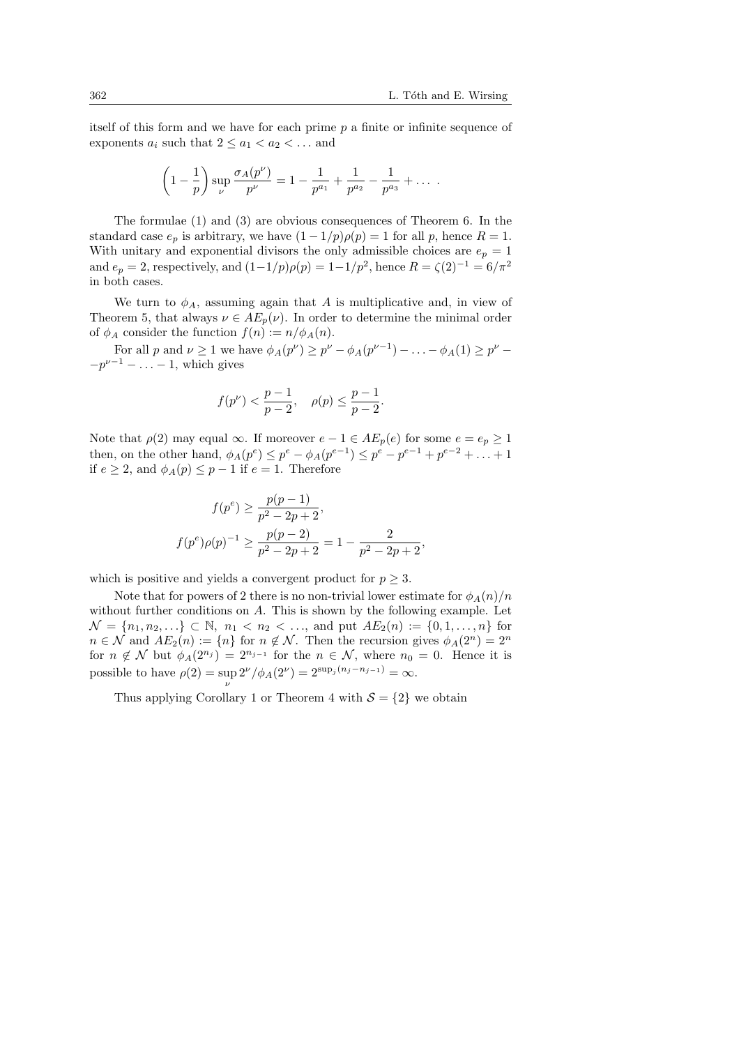itself of this form and we have for each prime $p$ a finite or infinite sequence of exponents $a_i$ such that $2 \le a_1 < a_2 < \dots$ and

$$\left(1 - \frac{1}{p}\right) \sup_{\nu} \frac{\sigma_A(p^\nu)}{p^\nu} = 1 - \frac{1}{p^{a_1}} + \frac{1}{p^{a_2}} - \frac{1}{p^{a_3}} + \dots \ .$$

The formulae (1) and (3) are obvious consequences of Theorem 6. In the standard case $e_p$ is arbitrary, we have $(1-1/p)\rho(p) = 1$ for all $p$, hence $R = 1$. With unitary and exponential divisors the only admissible choices are $e_p = 1$ and $e_p = 2$, respectively, and $(1-1/p)\rho(p) = 1-1/p^2$, hence $R = \zeta(2)^{-1} = 6/\pi^2$ in both cases.

We turn to $\phi_A$, assuming again that $A$ is multiplicative and, in view of Theorem 5, that always $\nu \in AE_p(\nu)$. In order to determine the minimal order of $\phi_A$ consider the function $f(n) := n/\phi_A(n)$.

For all $p$ and $\nu \ge 1$ we have $\phi_A(p^\nu) \ge p^\nu - \phi_A(p^{\nu-1}) - \dots - \phi_A(1) \ge p^\nu - p^{\nu-1} - \dots - 1$, which gives

$$f(p^\nu) < \frac{p-1}{p-2}, \quad \rho(p) \le \frac{p-1}{p-2}.$$

Note that $\rho(2)$ may equal $\infty$. If moreover $e - 1 \in AE_p(e)$ for some $e = e_p \ge 1$ then, on the other hand, $\phi_A(p^e) \le p^e - \phi_A(p^{e-1}) \le p^e - p^{e-1} + p^{e-2} + \dots + 1$ if $e \ge 2$, and $\phi_A(p) \le p - 1$ if $e = 1$. Therefore

$$f(p^e) \ge \frac{p(p-1)}{p^2 - 2p + 2},$$
$$f(p^e)\rho(p)^{-1} \ge \frac{p(p-2)}{p^2 - 2p + 2} = 1 - \frac{2}{p^2 - 2p + 2},$$

which is positive and yields a convergent product for $p \ge 3$.

Note that for powers of 2 there is no non-trivial lower estimate for $\phi_A(n)/n$ without further conditions on $A$. This is shown by the following example. Let $\mathcal{N} = \{n_1, n_2, \dots\} \subset \mathbb{N}$, $n_1 < n_2 < \dots$, and put $AE_2(n) := \{0, 1, \dots, n\}$ for $n \in \mathcal{N}$ and $AE_2(n) := \{n\}$ for $n \notin \mathcal{N}$. Then the recursion gives $\phi_A(2^n) = 2^n$ for $n \notin \mathcal{N}$ but $\phi_A(2^{n_j}) = 2^{n_{j-1}}$ for the $n \in \mathcal{N}$, where $n_0 = 0$. Hence it is possible to have $\rho(2) = \sup_{\nu} 2^\nu/\phi_A(2^\nu) = 2^{\sup_j (n_j - n_{j-1})} = \infty$.

Thus applying Corollary 1 or Theorem 4 with $\mathcal{S} = \{2\}$ we obtain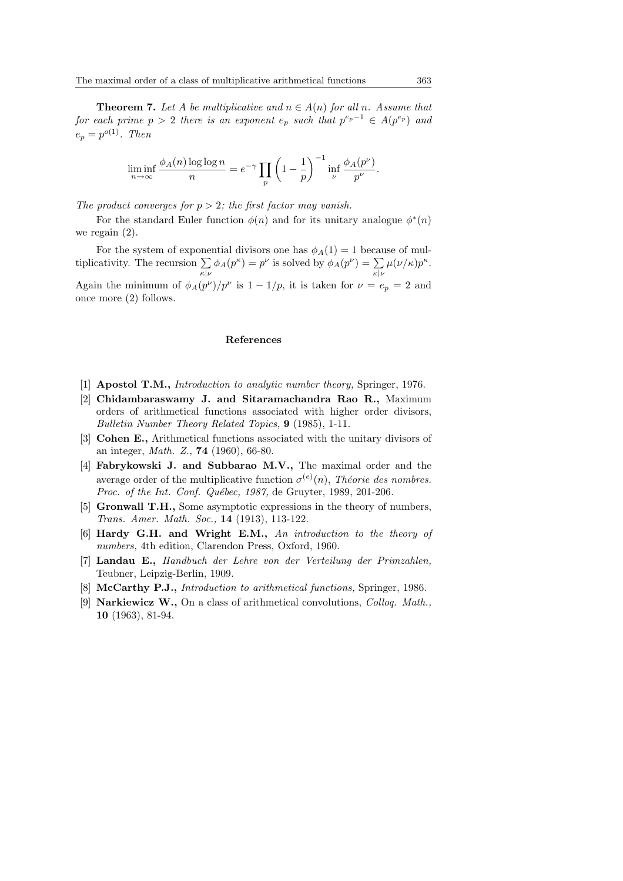**Theorem 7.** *Let $A$ be multiplicative and $n \in A(n)$ for all $n$. Assume that for each prime $p > 2$ there is an exponent $e_p$ such that $p^{e_p - 1} \in A(p^{e_p})$ and $e_p = p^{o(1)}$. Then*

$$\liminf_{n\to\infty} \frac{\phi_A(n)\log\log n}{n} = e^{-\gamma} \prod_p \left(1 - \frac{1}{p}\right)^{-1} \inf_\nu \frac{\phi_A(p^\nu)}{p^\nu}.$$

*The product converges for $p > 2$; the first factor may vanish.*

For the standard Euler function $\phi(n)$ and for its unitary analogue $\phi^*(n)$ we regain (2).

For the system of exponential divisors one has $\phi_A(1) = 1$ because of multiplicativity. The recursion $\sum_{\kappa|\nu} \phi_A(p^\kappa) = p^\nu$ is solved by $\phi_A(p^\nu) = \sum_{\kappa|\nu} \mu(\nu/\kappa)p^\kappa$. Again the minimum of $\phi_A(p^\nu)/p^\nu$ is $1 - 1/p$, it is taken for $\nu = e_p = 2$ and once more (2) follows.

## References

[1] **Apostol T.M.,** *Introduction to analytic number theory,* Springer, 1976.

[2] **Chidambaraswamy J. and Sitaramachandra Rao R.,** Maximum orders of arithmetical functions associated with higher order divisors, *Bulletin Number Theory Related Topics,* **9** (1985), 1-11.

[3] **Cohen E.,** Arithmetical functions associated with the unitary divisors of an integer, *Math. Z.,* **74** (1960), 66-80.

[4] **Fabrykowski J. and Subbarao M.V.,** The maximal order and the average order of the multiplicative function $\sigma^{(e)}(n)$, *Théorie des nombres. Proc. of the Int. Conf. Québec, 1987,* de Gruyter, 1989, 201-206.

[5] **Gronwall T.H.,** Some asymptotic expressions in the theory of numbers, *Trans. Amer. Math. Soc.,* **14** (1913), 113-122.

[6] **Hardy G.H. and Wright E.M.,** *An introduction to the theory of numbers,* 4th edition, Clarendon Press, Oxford, 1960.

[7] **Landau E.,** *Handbuch der Lehre von der Verteilung der Primzahlen,* Teubner, Leipzig-Berlin, 1909.

[8] **McCarthy P.J.,** *Introduction to arithmetical functions,* Springer, 1986.

[9] **Narkiewicz W.,** On a class of arithmetical convolutions, *Colloq. Math.,* **10** (1963), 81-94.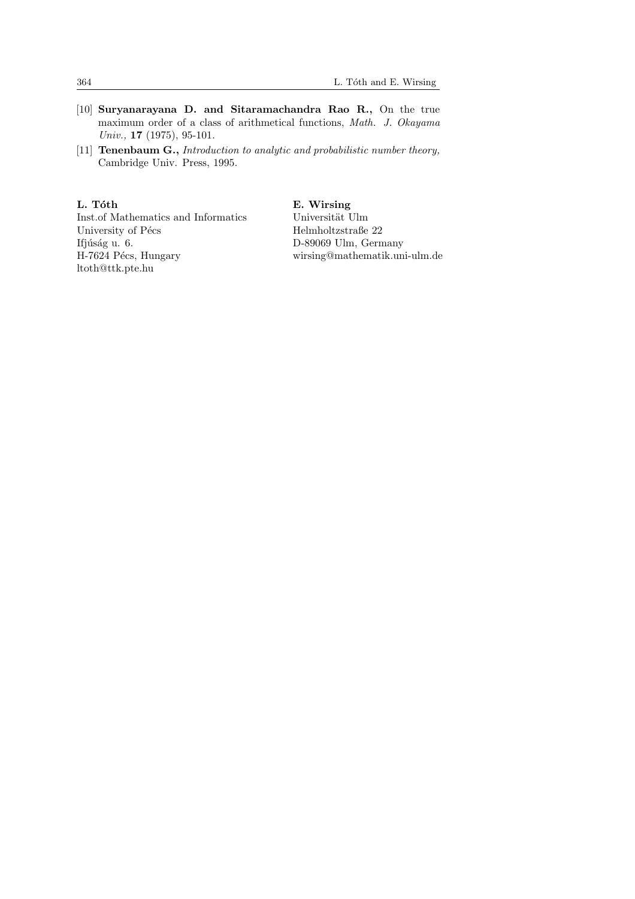[10] **Suryanarayana D. and Sitaramachandra Rao R.,** On the true maximum order of a class of arithmetical functions, *Math. J. Okayama Univ.,* **17** (1975), 95-101.

[11] **Tenenbaum G.,** *Introduction to analytic and probabilistic number theory,* Cambridge Univ. Press, 1995.

**L. Tóth**
Inst.of Mathematics and Informatics
University of Pécs
Ifjúság u. 6.
H-7624 Pécs, Hungary
ltoth@ttk.pte.hu

**E. Wirsing**
Universität Ulm
Helmholtzstraße 22
D-89069 Ulm, Germany
wirsing@mathematik.uni-ulm.de